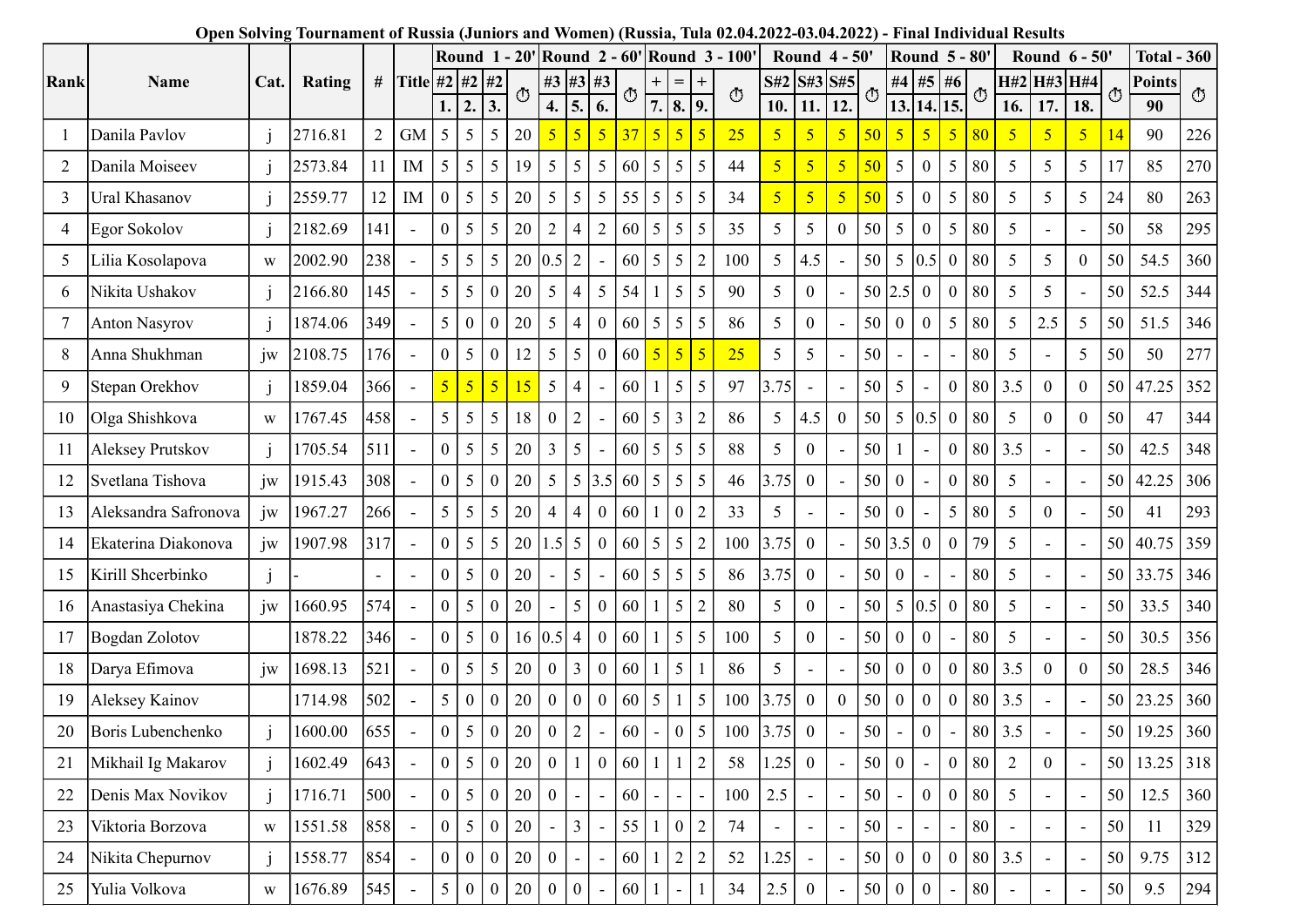**Open Solving Tournament of Russia (Juniors and Women) (Russia, Tula 02.04.2022-03.04.2022) - Final Individual Results**

| Rank | Name | Cat. | Rating | # | Title | Round 1 - 20' | | | | Round 2 - 60' | | | | Round 3 - 100' | | | | Round 4 - 50' | | | | Round 5 - 80' | | | | Round 6 - 50' | | | | Total - 360 | |
|---|---|---|---|---|---|---|---|---|---|---|---|---|---|---|---|---|---|---|---|---|---|---|---|---|---|---|---|---|---|---|---|
| | | | | | | #2 | #2 | #2 | ⏱ | #3 | #3 | #3 | ⏱ | + | = | + | ⏱ | S#2 | S#3 | S#5 | ⏱ | #4 | #5 | #6 | ⏱ | H#2 | H#3 | H#4 | ⏱ | Points | ⏱ |
| | | | | | | 1. | 2. | 3. | | 4. | 5. | 6. | | 7. | 8. | 9. | | 10. | 11. | 12. | | 13. | 14. | 15. | | 16. | 17. | 18. | | 90 | |
| 1 | Danila Pavlov | j | 2716.81 | 2 | GM | 5 | 5 | 5 | 20 | 5 | 5 | 5 | 37 | 5 | 5 | 5 | 25 | 5 | 5 | 5 | 50 | 5 | 5 | 5 | 80 | 5 | 5 | 5 | 14 | 90 | 226 |
| 2 | Danila Moiseev | j | 2573.84 | 11 | IM | 5 | 5 | 5 | 19 | 5 | 5 | 5 | 60 | 5 | 5 | 5 | 44 | 5 | 5 | 5 | 50 | 5 | 0 | 5 | 80 | 5 | 5 | 5 | 17 | 85 | 270 |
| 3 | Ural Khasanov | j | 2559.77 | 12 | IM | 0 | 5 | 5 | 20 | 5 | 5 | 5 | 55 | 5 | 5 | 5 | 34 | 5 | 5 | 5 | 50 | 5 | 0 | 5 | 80 | 5 | 5 | 5 | 24 | 80 | 263 |
| 4 | Egor Sokolov | j | 2182.69 | 141 | - | 0 | 5 | 5 | 20 | 2 | 4 | 2 | 60 | 5 | 5 | 5 | 35 | 5 | 5 | 0 | 50 | 5 | 0 | 5 | 80 | 5 | - | - | 50 | 58 | 295 |
| 5 | Lilia Kosolapova | w | 2002.90 | 238 | - | 5 | 5 | 5 | 20 | 0.5 | 2 | - | 60 | 5 | 5 | 2 | 100 | 5 | 4.5 | - | 50 | 5 | 0.5 | 0 | 80 | 5 | 5 | 0 | 50 | 54.5 | 360 |
| 6 | Nikita Ushakov | j | 2166.80 | 145 | - | 5 | 5 | 0 | 20 | 5 | 4 | 5 | 54 | 1 | 5 | 5 | 90 | 5 | 0 | - | 50 | 2.5 | 0 | 0 | 80 | 5 | 5 | - | 50 | 52.5 | 344 |
| 7 | Anton Nasyrov | j | 1874.06 | 349 | - | 5 | 0 | 0 | 20 | 5 | 4 | 0 | 60 | 5 | 5 | 5 | 86 | 5 | 0 | - | 50 | 0 | 0 | 5 | 80 | 5 | 2.5 | 5 | 50 | 51.5 | 346 |
| 8 | Anna Shukhman | jw | 2108.75 | 176 | - | 0 | 5 | 0 | 12 | 5 | 5 | 0 | 60 | 5 | 5 | 5 | 25 | 5 | 5 | - | 50 | - | - | - | 80 | 5 | - | 5 | 50 | 50 | 277 |
| 9 | Stepan Orekhov | j | 1859.04 | 366 | - | 5 | 5 | 5 | 15 | 5 | 4 | - | 60 | 1 | 5 | 5 | 97 | 3.75 | - | - | 50 | 5 | - | 0 | 80 | 3.5 | 0 | 0 | 50 | 47.25 | 352 |
| 10 | Olga Shishkova | w | 1767.45 | 458 | - | 5 | 5 | 5 | 18 | 0 | 2 | - | 60 | 5 | 3 | 2 | 86 | 5 | 4.5 | 0 | 50 | 5 | 0.5 | 0 | 80 | 5 | 0 | 0 | 50 | 47 | 344 |
| 11 | Aleksey Prutskov | j | 1705.54 | 511 | - | 0 | 5 | 5 | 20 | 3 | 5 | - | 60 | 5 | 5 | 5 | 88 | 5 | 0 | - | 50 | 1 | - | 0 | 80 | 3.5 | - | - | 50 | 42.5 | 348 |
| 12 | Svetlana Tishova | jw | 1915.43 | 308 | - | 0 | 5 | 0 | 20 | 5 | 5 | 3.5 | 60 | 5 | 5 | 5 | 46 | 3.75 | 0 | - | 50 | 0 | - | 0 | 80 | 5 | - | - | 50 | 42.25 | 306 |
| 13 | Aleksandra Safronova | jw | 1967.27 | 266 | - | 5 | 5 | 5 | 20 | 4 | 4 | 0 | 60 | 1 | 0 | 2 | 33 | 5 | - | - | 50 | 0 | - | 5 | 80 | 5 | 0 | - | 50 | 41 | 293 |
| 14 | Ekaterina Diakonova | jw | 1907.98 | 317 | - | 0 | 5 | 5 | 20 | 1.5 | 5 | 0 | 60 | 5 | 5 | 2 | 100 | 3.75 | 0 | - | 50 | 3.5 | 0 | 0 | 79 | 5 | - | - | 50 | 40.75 | 359 |
| 15 | Kirill Shcerbinko | j | - | - | - | 0 | 5 | 0 | 20 | - | 5 | - | 60 | 5 | 5 | 5 | 86 | 3.75 | 0 | - | 50 | 0 | - | - | 80 | 5 | - | - | 50 | 33.75 | 346 |
| 16 | Anastasiya Chekina | jw | 1660.95 | 574 | - | 0 | 5 | 0 | 20 | - | 5 | 0 | 60 | 1 | 5 | 2 | 80 | 5 | 0 | - | 50 | 5 | 0.5 | 0 | 80 | 5 | - | - | 50 | 33.5 | 340 |
| 17 | Bogdan Zolotov | | 1878.22 | 346 | - | 0 | 5 | 0 | 16 | 0.5 | 4 | 0 | 60 | 1 | 5 | 5 | 100 | 5 | 0 | - | 50 | 0 | 0 | - | 80 | 5 | - | - | 50 | 30.5 | 356 |
| 18 | Darya Efimova | jw | 1698.13 | 521 | - | 0 | 5 | 5 | 20 | 0 | 3 | 0 | 60 | 1 | 5 | 1 | 86 | 5 | - | - | 50 | 0 | 0 | 0 | 80 | 3.5 | 0 | 0 | 50 | 28.5 | 346 |
| 19 | Aleksey Kainov | | 1714.98 | 502 | - | 5 | 0 | 0 | 20 | 0 | 0 | 0 | 60 | 5 | 1 | 5 | 100 | 3.75 | 0 | 0 | 50 | 0 | 0 | 0 | 80 | 3.5 | - | - | 50 | 23.25 | 360 |
| 20 | Boris Lubenchenko | j | 1600.00 | 655 | - | 0 | 5 | 0 | 20 | 0 | 2 | - | 60 | - | 0 | 5 | 100 | 3.75 | 0 | - | 50 | - | 0 | - | 80 | 3.5 | - | - | 50 | 19.25 | 360 |
| 21 | Mikhail Ig Makarov | j | 1602.49 | 643 | - | 0 | 5 | 0 | 20 | 0 | 1 | 0 | 60 | 1 | 1 | 2 | 58 | 1.25 | 0 | - | 50 | 0 | - | 0 | 80 | 2 | 0 | - | 50 | 13.25 | 318 |
| 22 | Denis Max Novikov | j | 1716.71 | 500 | - | 0 | 5 | 0 | 20 | 0 | - | - | 60 | - | - | - | 100 | 2.5 | - | - | 50 | - | 0 | 0 | 80 | 5 | - | - | 50 | 12.5 | 360 |
| 23 | Viktoria Borzova | w | 1551.58 | 858 | - | 0 | 5 | 0 | 20 | - | 3 | - | 55 | 1 | 0 | 2 | 74 | - | - | - | 50 | - | - | - | 80 | - | - | - | 50 | 11 | 329 |
| 24 | Nikita Chepurnov | j | 1558.77 | 854 | - | 0 | 0 | 0 | 20 | 0 | - | - | 60 | 1 | 2 | 2 | 52 | 1.25 | - | - | 50 | 0 | 0 | 0 | 80 | 3.5 | - | - | 50 | 9.75 | 312 |
| 25 | Yulia Volkova | w | 1676.89 | 545 | - | 5 | 0 | 0 | 20 | 0 | 0 | - | 60 | 1 | - | 1 | 34 | 2.5 | 0 | - | 50 | 0 | 0 | - | 80 | - | - | - | 50 | 9.5 | 294 |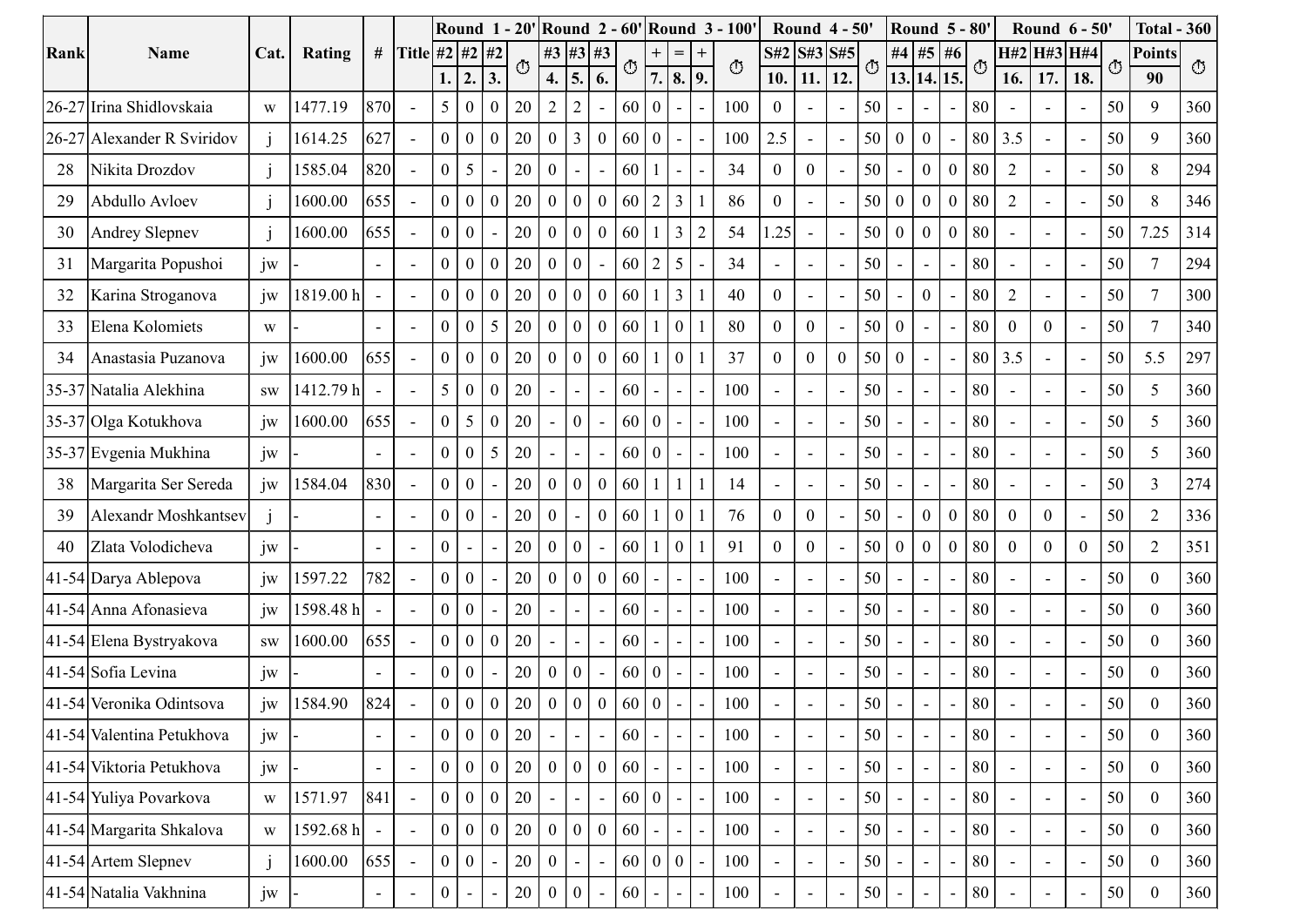| Rank | Name | Cat. | Rating | # | Title | Round 1 - 20' | | | | Round 2 - 60' | | | | Round 3 - 100' | | | | Round 4 - 50' | | | | Round 5 - 80' | | | | Round 6 - 50' | | | | Total - 360 | |
|---|---|---|---|---|---|---|---|---|---|---|---|---|---|---|---|---|---|---|---|---|---|---|---|---|---|---|---|---|---|---|---|
| | | | | | | #2 | #2 | #2 | ⏱ | #3 | #3 | #3 | ⏱ | + | = | + | ⏱ | S#2 | S#3 | S#5 | ⏱ | #4 | #5 | #6 | ⏱ | H#2 | H#3 | H#4 | ⏱ | Points | ⏱ |
| | | | | | | 1. | 2. | 3. | | 4. | 5. | 6. | | 7. | 8. | 9. | | 10. | 11. | 12. | | 13. | 14. | 15. | | 16. | 17. | 18. | | 90 | |
| 26-27 | Irina Shidlovskaia | w | 1477.19 | 870 | - | 5 | 0 | 0 | 20 | 2 | 2 | - | 60 | 0 | - | - | 100 | 0 | - | - | 50 | - | - | - | 80 | - | - | - | 50 | 9 | 360 |
| 26-27 | Alexander R Sviridov | j | 1614.25 | 627 | - | 0 | 0 | 0 | 20 | 0 | 3 | 0 | 60 | 0 | - | - | 100 | 2.5 | - | - | 50 | 0 | 0 | - | 80 | 3.5 | - | - | 50 | 9 | 360 |
| 28 | Nikita Drozdov | j | 1585.04 | 820 | - | 0 | 5 | - | 20 | 0 | - | - | 60 | 1 | - | - | 34 | 0 | 0 | - | 50 | - | 0 | 0 | 80 | 2 | - | - | 50 | 8 | 294 |
| 29 | Abdullo Avloev | j | 1600.00 | 655 | - | 0 | 0 | 0 | 20 | 0 | 0 | 0 | 60 | 2 | 3 | 1 | 86 | 0 | - | - | 50 | 0 | 0 | 0 | 80 | 2 | - | - | 50 | 8 | 346 |
| 30 | Andrey Slepnev | j | 1600.00 | 655 | - | 0 | 0 | - | 20 | 0 | 0 | 0 | 60 | 1 | 3 | 2 | 54 | 1.25 | - | - | 50 | 0 | 0 | 0 | 80 | - | - | - | 50 | 7.25 | 314 |
| 31 | Margarita Popushoi | jw | - | - | - | 0 | 0 | 0 | 20 | 0 | 0 | - | 60 | 2 | 5 | - | 34 | - | - | - | 50 | - | - | - | 80 | - | - | - | 50 | 7 | 294 |
| 32 | Karina Stroganova | jw | 1819.00 h | - | - | 0 | 0 | 0 | 20 | 0 | 0 | 0 | 60 | 1 | 3 | 1 | 40 | 0 | - | - | 50 | - | 0 | - | 80 | 2 | - | - | 50 | 7 | 300 |
| 33 | Elena Kolomiets | w | - | - | - | 0 | 0 | 5 | 20 | 0 | 0 | 0 | 60 | 1 | 0 | 1 | 80 | 0 | 0 | - | 50 | 0 | - | - | 80 | 0 | 0 | - | 50 | 7 | 340 |
| 34 | Anastasia Puzanova | jw | 1600.00 | 655 | - | 0 | 0 | 0 | 20 | 0 | 0 | 0 | 60 | 1 | 0 | 1 | 37 | 0 | 0 | 0 | 50 | 0 | - | - | 80 | 3.5 | - | - | 50 | 5.5 | 297 |
| 35-37 | Natalia Alekhina | sw | 1412.79 h | - | - | 5 | 0 | 0 | 20 | - | - | - | 60 | - | - | - | 100 | - | - | - | 50 | - | - | - | 80 | - | - | - | 50 | 5 | 360 |
| 35-37 | Olga Kotukhova | jw | 1600.00 | 655 | - | 0 | 5 | 0 | 20 | - | 0 | - | 60 | 0 | - | - | 100 | - | - | - | 50 | - | - | - | 80 | - | - | - | 50 | 5 | 360 |
| 35-37 | Evgenia Mukhina | jw | - | - | - | 0 | 0 | 5 | 20 | - | - | - | 60 | 0 | - | - | 100 | - | - | - | 50 | - | - | - | 80 | - | - | - | 50 | 5 | 360 |
| 38 | Margarita Ser Sereda | jw | 1584.04 | 830 | - | 0 | 0 | - | 20 | 0 | 0 | 0 | 60 | 1 | 1 | 1 | 14 | - | - | - | 50 | - | - | - | 80 | - | - | - | 50 | 3 | 274 |
| 39 | Alexandr Moshkantsev | j | - | - | - | 0 | 0 | - | 20 | 0 | - | 0 | 60 | 1 | 0 | 1 | 76 | 0 | 0 | - | 50 | - | 0 | 0 | 80 | 0 | 0 | - | 50 | 2 | 336 |
| 40 | Zlata Volodicheva | jw | - | - | - | 0 | - | - | 20 | 0 | 0 | - | 60 | 1 | 0 | 1 | 91 | 0 | 0 | - | 50 | 0 | 0 | 0 | 80 | 0 | 0 | 0 | 50 | 2 | 351 |
| 41-54 | Darya Ablepova | jw | 1597.22 | 782 | - | 0 | 0 | - | 20 | 0 | 0 | 0 | 60 | - | - | - | 100 | - | - | - | 50 | - | - | - | 80 | - | - | - | 50 | 0 | 360 |
| 41-54 | Anna Afonasieva | jw | 1598.48 h | - | - | 0 | 0 | - | 20 | - | - | - | 60 | - | - | - | 100 | - | - | - | 50 | - | - | - | 80 | - | - | - | 50 | 0 | 360 |
| 41-54 | Elena Bystryakova | sw | 1600.00 | 655 | - | 0 | 0 | 0 | 20 | - | - | - | 60 | - | - | - | 100 | - | - | - | 50 | - | - | - | 80 | - | - | - | 50 | 0 | 360 |
| 41-54 | Sofia Levina | jw | - | - | - | 0 | 0 | - | 20 | 0 | 0 | - | 60 | 0 | - | - | 100 | - | - | - | 50 | - | - | - | 80 | - | - | - | 50 | 0 | 360 |
| 41-54 | Veronika Odintsova | jw | 1584.90 | 824 | - | 0 | 0 | 0 | 20 | 0 | 0 | 0 | 60 | 0 | - | - | 100 | - | - | - | 50 | - | - | - | 80 | - | - | - | 50 | 0 | 360 |
| 41-54 | Valentina Petukhova | jw | - | - | - | 0 | 0 | 0 | 20 | - | - | - | 60 | - | - | - | 100 | - | - | - | 50 | - | - | - | 80 | - | - | - | 50 | 0 | 360 |
| 41-54 | Viktoria Petukhova | jw | - | - | - | 0 | 0 | 0 | 20 | 0 | 0 | 0 | 60 | - | - | - | 100 | - | - | - | 50 | - | - | - | 80 | - | - | - | 50 | 0 | 360 |
| 41-54 | Yuliya Povarkova | w | 1571.97 | 841 | - | 0 | 0 | 0 | 20 | - | - | - | 60 | 0 | - | - | 100 | - | - | - | 50 | - | - | - | 80 | - | - | - | 50 | 0 | 360 |
| 41-54 | Margarita Shkalova | w | 1592.68 h | - | - | 0 | 0 | 0 | 20 | 0 | 0 | 0 | 60 | - | - | - | 100 | - | - | - | 50 | - | - | - | 80 | - | - | - | 50 | 0 | 360 |
| 41-54 | Artem Slepnev | j | 1600.00 | 655 | - | 0 | 0 | - | 20 | 0 | - | - | 60 | 0 | 0 | - | 100 | - | - | - | 50 | - | - | - | 80 | - | - | - | 50 | 0 | 360 |
| 41-54 | Natalia Vakhnina | jw | - | - | - | 0 | - | - | 20 | 0 | 0 | - | 60 | - | - | - | 100 | - | - | - | 50 | - | - | - | 80 | - | - | - | 50 | 0 | 360 |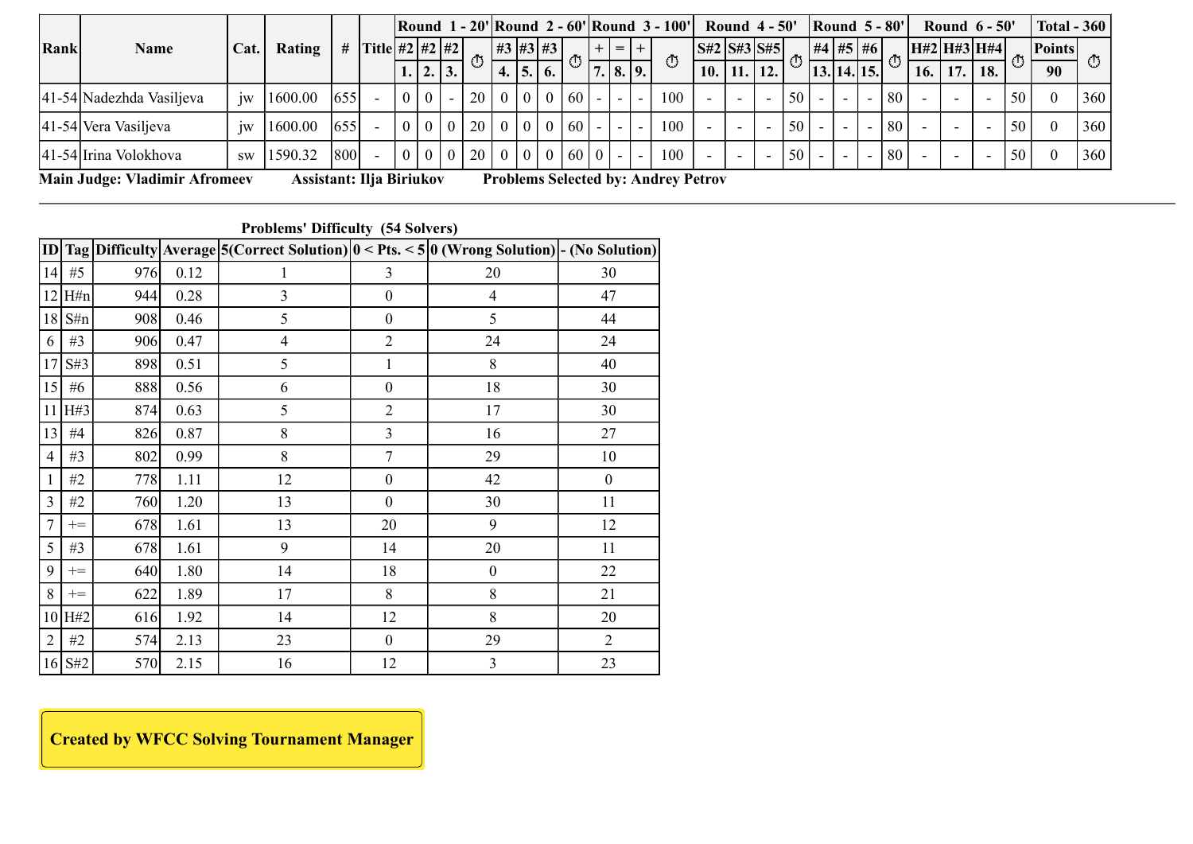| Rank | Name | Cat. | Rating | # | Title | Round 1 - 20' | | | | Round 2 - 60' | | | | Round 3 - 100' | | | | Round 4 - 50' | | | | Round 5 - 80' | | | | Round 6 - 50' | | | | Total - 360 | |
|---|---|---|---|---|---|---|---|---|---|---|---|---|---|---|---|---|---|---|---|---|---|---|---|---|---|---|---|---|---|---|---|
| | | | | | | #2 | #2 | #2 | ⏱ | #3 | #3 | #3 | ⏱ | + | = | + | ⏱ | S#2 | S#3 | S#5 | ⏱ | #4 | #5 | #6 | ⏱ | H#2 | H#3 | H#4 | ⏱ | Points | ⏱ |
| | | | | | | 1. | 2. | 3. | | 4. | 5. | 6. | | 7. | 8. | 9. | | 10. | 11. | 12. | | 13. | 14. | 15. | | 16. | 17. | 18. | | 90 | |
| 41-54 | Nadezhda Vasiljeva | jw | 1600.00 | 655 | - | 0 | 0 | - | 20 | 0 | 0 | 0 | 60 | - | - | - | 100 | - | - | - | 50 | - | - | - | 80 | - | - | - | 50 | 0 | 360 |
| 41-54 | Vera Vasiljeva | jw | 1600.00 | 655 | - | 0 | 0 | 0 | 20 | 0 | 0 | 0 | 60 | - | - | - | 100 | - | - | - | 50 | - | - | - | 80 | - | - | - | 50 | 0 | 360 |
| 41-54 | Irina Volokhova | sw | 1590.32 | 800 | - | 0 | 0 | 0 | 20 | 0 | 0 | 0 | 60 | 0 | - | - | 100 | - | - | - | 50 | - | - | - | 80 | - | - | - | 50 | 0 | 360 |

**Main Judge: Vladimir Afromeev** **Assistant: Ilja Biriukov** **Problems Selected by: Andrey Petrov**

---

**Problems' Difficulty (54 Solvers)**

| ID | Tag | Difficulty | Average | 5(Correct Solution) | 0 < Pts. < 5 | 0 (Wrong Solution) | - (No Solution) |
|---|---|---|---|---|---|---|---|
| 14 | #5 | 976 | 0.12 | 1 | 3 | 20 | 30 |
| 12 | H#n | 944 | 0.28 | 3 | 0 | 4 | 47 |
| 18 | S#n | 908 | 0.46 | 5 | 0 | 5 | 44 |
| 6 | #3 | 906 | 0.47 | 4 | 2 | 24 | 24 |
| 17 | S#3 | 898 | 0.51 | 5 | 1 | 8 | 40 |
| 15 | #6 | 888 | 0.56 | 6 | 0 | 18 | 30 |
| 11 | H#3 | 874 | 0.63 | 5 | 2 | 17 | 30 |
| 13 | #4 | 826 | 0.87 | 8 | 3 | 16 | 27 |
| 4 | #3 | 802 | 0.99 | 8 | 7 | 29 | 10 |
| 1 | #2 | 778 | 1.11 | 12 | 0 | 42 | 0 |
| 3 | #2 | 760 | 1.20 | 13 | 0 | 30 | 11 |
| 7 | += | 678 | 1.61 | 13 | 20 | 9 | 12 |
| 5 | #3 | 678 | 1.61 | 9 | 14 | 20 | 11 |
| 9 | += | 640 | 1.80 | 14 | 18 | 0 | 22 |
| 8 | += | 622 | 1.89 | 17 | 8 | 8 | 21 |
| 10 | H#2 | 616 | 1.92 | 14 | 12 | 8 | 20 |
| 2 | #2 | 574 | 2.13 | 23 | 0 | 29 | 2 |
| 16 | S#2 | 570 | 2.15 | 16 | 12 | 3 | 23 |

**Created by WFCC Solving Tournament Manager**